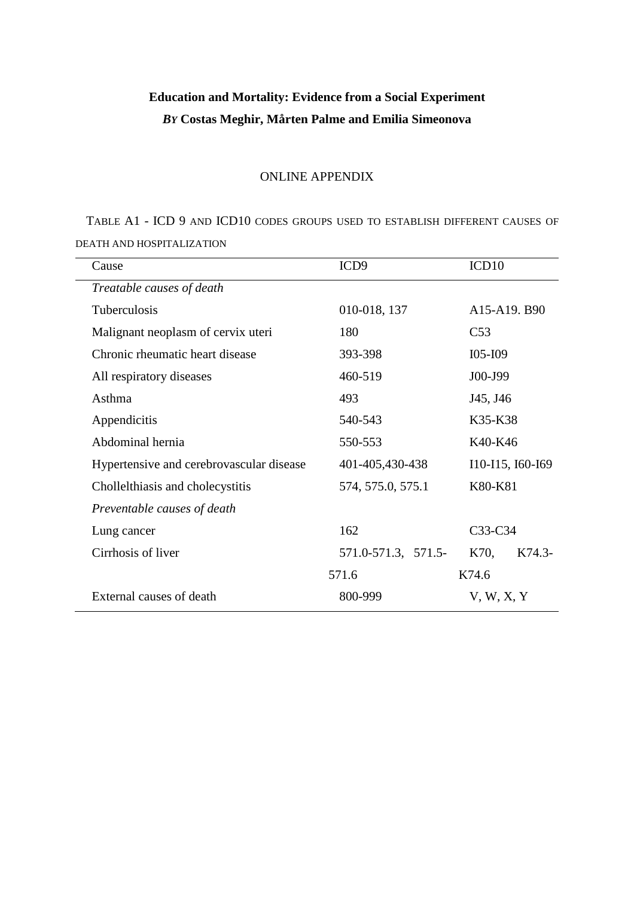**Education and Mortality: Evidence from a Social Experiment**

***By* Costas Meghir, Mårten Palme and Emilia Simeonova**

ONLINE APPENDIX

TABLE A1 - ICD 9 AND ICD10 CODES GROUPS USED TO ESTABLISH DIFFERENT CAUSES OF DEATH AND HOSPITALIZATION

| Cause | ICD9 | ICD10 |
|---|---|---|
| *Treatable causes of death* | | |
| Tuberculosis | 010-018, 137 | A15-A19. B90 |
| Malignant neoplasm of cervix uteri | 180 | C53 |
| Chronic rheumatic heart disease | 393-398 | I05-I09 |
| All respiratory diseases | 460-519 | J00-J99 |
| Asthma | 493 | J45, J46 |
| Appendicitis | 540-543 | K35-K38 |
| Abdominal hernia | 550-553 | K40-K46 |
| Hypertensive and cerebrovascular disease | 401-405,430-438 | I10-I15, I60-I69 |
| Chollelthiasis and cholecystitis | 574, 575.0, 575.1 | K80-K81 |
| *Preventable causes of death* | | |
| Lung cancer | 162 | C33-C34 |
| Cirrhosis of liver | 571.0-571.3, 571.5-571.6 | K70, K74.3-K74.6 |
| External causes of death | 800-999 | V, W, X, Y |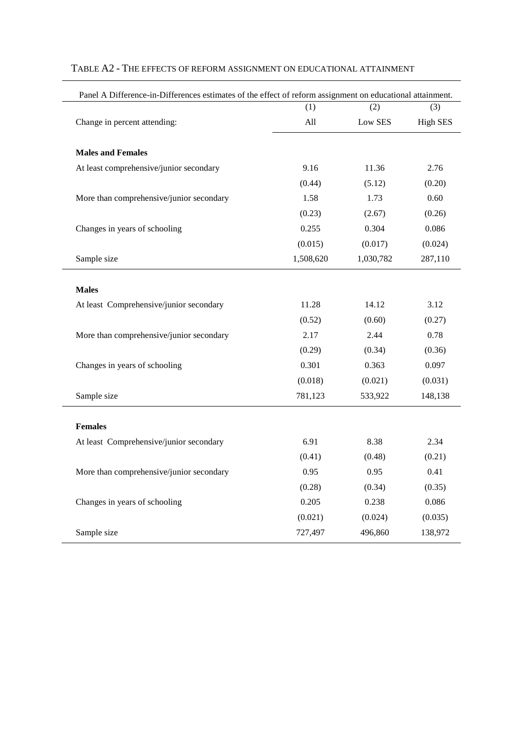TABLE A2 - THE EFFECTS OF REFORM ASSIGNMENT ON EDUCATIONAL ATTAINMENT

Panel A Difference-in-Differences estimates of the effect of reform assignment on educational attainment.

| | (1) | (2) | (3) |
|---|---|---|---|
| Change in percent attending: | All | Low SES | High SES |
| **Males and Females** | | | |
| At least comprehensive/junior secondary | 9.16 | 11.36 | 2.76 |
| | (0.44) | (5.12) | (0.20) |
| More than comprehensive/junior secondary | 1.58 | 1.73 | 0.60 |
| | (0.23) | (2.67) | (0.26) |
| Changes in years of schooling | 0.255 | 0.304 | 0.086 |
| | (0.015) | (0.017) | (0.024) |
| Sample size | 1,508,620 | 1,030,782 | 287,110 |
| **Males** | | | |
| At least Comprehensive/junior secondary | 11.28 | 14.12 | 3.12 |
| | (0.52) | (0.60) | (0.27) |
| More than comprehensive/junior secondary | 2.17 | 2.44 | 0.78 |
| | (0.29) | (0.34) | (0.36) |
| Changes in years of schooling | 0.301 | 0.363 | 0.097 |
| | (0.018) | (0.021) | (0.031) |
| Sample size | 781,123 | 533,922 | 148,138 |
| **Females** | | | |
| At least Comprehensive/junior secondary | 6.91 | 8.38 | 2.34 |
| | (0.41) | (0.48) | (0.21) |
| More than comprehensive/junior secondary | 0.95 | 0.95 | 0.41 |
| | (0.28) | (0.34) | (0.35) |
| Changes in years of schooling | 0.205 | 0.238 | 0.086 |
| | (0.021) | (0.024) | (0.035) |
| Sample size | 727,497 | 496,860 | 138,972 |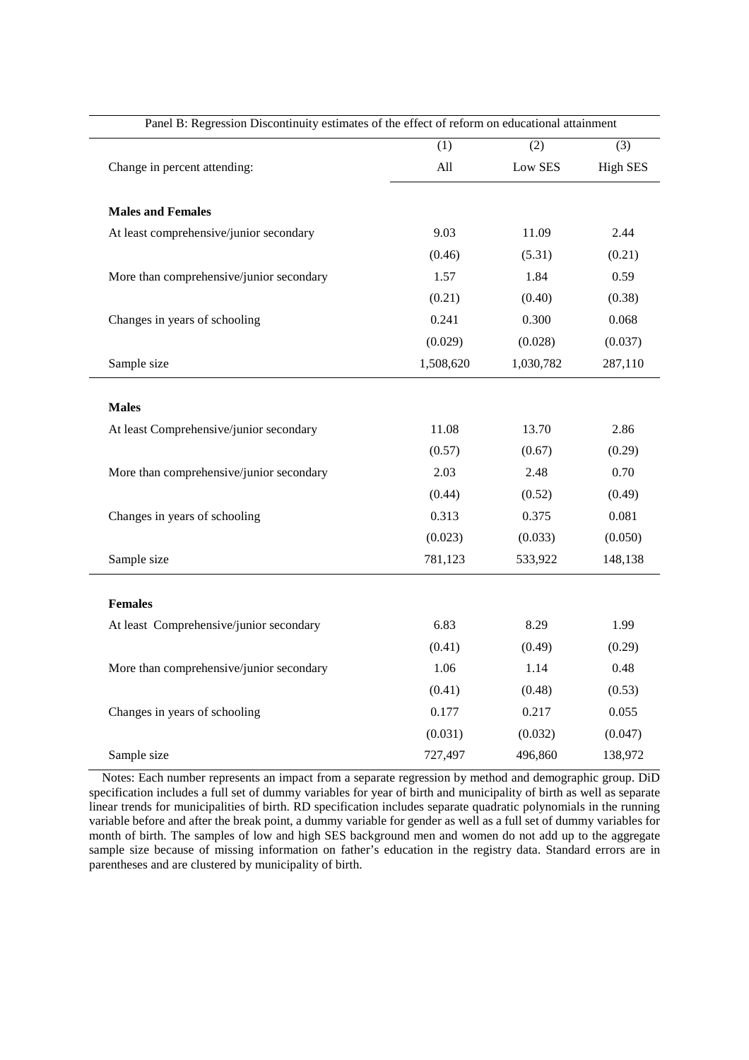| Panel B: Regression Discontinuity estimates of the effect of reform on educational attainment | | | |
|---|---|---|---|
| | (1) | (2) | (3) |
| Change in percent attending: | All | Low SES | High SES |
| **Males and Females** | | | |
| At least comprehensive/junior secondary | 9.03 | 11.09 | 2.44 |
| | (0.46) | (5.31) | (0.21) |
| More than comprehensive/junior secondary | 1.57 | 1.84 | 0.59 |
| | (0.21) | (0.40) | (0.38) |
| Changes in years of schooling | 0.241 | 0.300 | 0.068 |
| | (0.029) | (0.028) | (0.037) |
| Sample size | 1,508,620 | 1,030,782 | 287,110 |
| **Males** | | | |
| At least Comprehensive/junior secondary | 11.08 | 13.70 | 2.86 |
| | (0.57) | (0.67) | (0.29) |
| More than comprehensive/junior secondary | 2.03 | 2.48 | 0.70 |
| | (0.44) | (0.52) | (0.49) |
| Changes in years of schooling | 0.313 | 0.375 | 0.081 |
| | (0.023) | (0.033) | (0.050) |
| Sample size | 781,123 | 533,922 | 148,138 |
| **Females** | | | |
| At least Comprehensive/junior secondary | 6.83 | 8.29 | 1.99 |
| | (0.41) | (0.49) | (0.29) |
| More than comprehensive/junior secondary | 1.06 | 1.14 | 0.48 |
| | (0.41) | (0.48) | (0.53) |
| Changes in years of schooling | 0.177 | 0.217 | 0.055 |
| | (0.031) | (0.032) | (0.047) |
| Sample size | 727,497 | 496,860 | 138,972 |

Notes: Each number represents an impact from a separate regression by method and demographic group. DiD specification includes a full set of dummy variables for year of birth and municipality of birth as well as separate linear trends for municipalities of birth. RD specification includes separate quadratic polynomials in the running variable before and after the break point, a dummy variable for gender as well as a full set of dummy variables for month of birth. The samples of low and high SES background men and women do not add up to the aggregate sample size because of missing information on father's education in the registry data. Standard errors are in parentheses and are clustered by municipality of birth.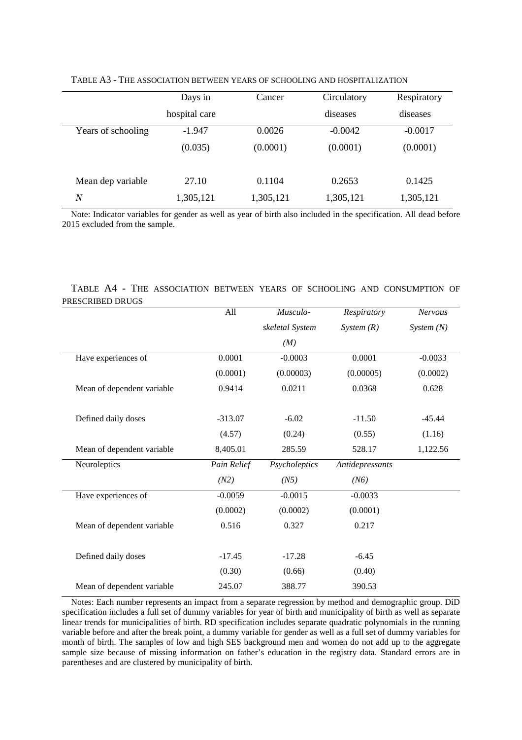TABLE A3 - THE ASSOCIATION BETWEEN YEARS OF SCHOOLING AND HOSPITALIZATION

| | Days in hospital care | Cancer | Circulatory diseases | Respiratory diseases |
|---|---|---|---|---|
| Years of schooling | -1.947 | 0.0026 | -0.0042 | -0.0017 |
| | (0.035) | (0.0001) | (0.0001) | (0.0001) |
| Mean dep variable | 27.10 | 0.1104 | 0.2653 | 0.1425 |
| *N* | 1,305,121 | 1,305,121 | 1,305,121 | 1,305,121 |

Note: Indicator variables for gender as well as year of birth also included in the specification. All dead before 2015 excluded from the sample.

TABLE A4 - THE ASSOCIATION BETWEEN YEARS OF SCHOOLING AND CONSUMPTION OF PRESCRIBED DRUGS

| | All | *Musculo-skeletal System (M)* | *Respiratory System (R)* | *Nervous System (N)* |
|---|---|---|---|---|
| Have experiences of | 0.0001 | -0.0003 | 0.0001 | -0.0033 |
| | (0.0001) | (0.00003) | (0.00005) | (0.0002) |
| Mean of dependent variable | 0.9414 | 0.0211 | 0.0368 | 0.628 |
| Defined daily doses | -313.07 | -6.02 | -11.50 | -45.44 |
| | (4.57) | (0.24) | (0.55) | (1.16) |
| Mean of dependent variable | 8,405.01 | 285.59 | 528.17 | 1,122.56 |
| Neuroleptics | *Pain Relief (N2)* | *Psycholeptics (N5)* | *Antidepressants (N6)* | |
| Have experiences of | -0.0059 | -0.0015 | -0.0033 | |
| | (0.0002) | (0.0002) | (0.0001) | |
| Mean of dependent variable | 0.516 | 0.327 | 0.217 | |
| Defined daily doses | -17.45 | -17.28 | -6.45 | |
| | (0.30) | (0.66) | (0.40) | |
| Mean of dependent variable | 245.07 | 388.77 | 390.53 | |

Notes: Each number represents an impact from a separate regression by method and demographic group. DiD specification includes a full set of dummy variables for year of birth and municipality of birth as well as separate linear trends for municipalities of birth. RD specification includes separate quadratic polynomials in the running variable before and after the break point, a dummy variable for gender as well as a full set of dummy variables for month of birth. The samples of low and high SES background men and women do not add up to the aggregate sample size because of missing information on father's education in the registry data. Standard errors are in parentheses and are clustered by municipality of birth.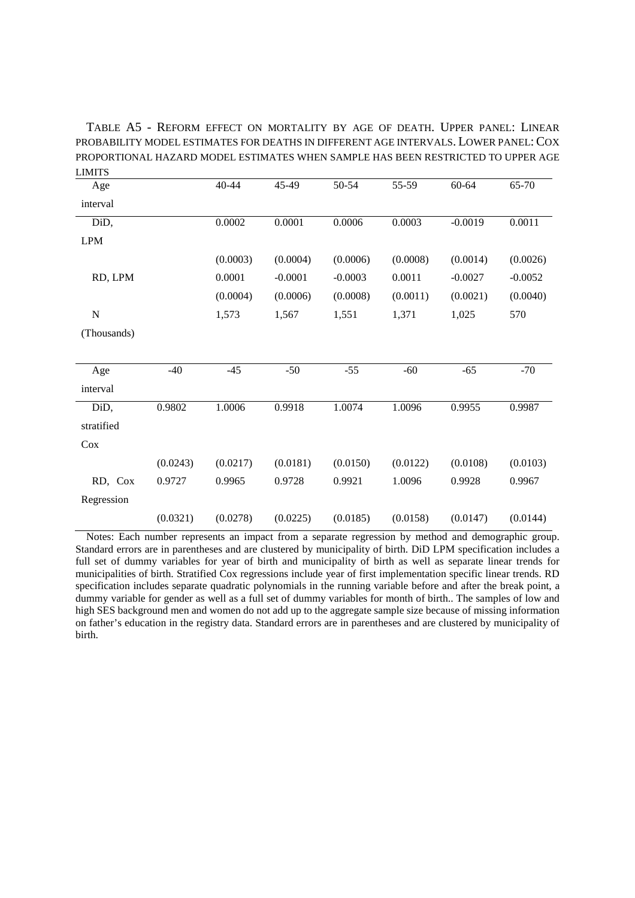TABLE A5 - REFORM EFFECT ON MORTALITY BY AGE OF DEATH. UPPER PANEL: LINEAR PROBABILITY MODEL ESTIMATES FOR DEATHS IN DIFFERENT AGE INTERVALS. LOWER PANEL: COX PROPORTIONAL HAZARD MODEL ESTIMATES WHEN SAMPLE HAS BEEN RESTRICTED TO UPPER AGE LIMITS

| Age interval | | 40-44 | 45-49 | 50-54 | 55-59 | 60-64 | 65-70 |
|---|---|---|---|---|---|---|---|
| DiD, LPM | | 0.0002 | 0.0001 | 0.0006 | 0.0003 | -0.0019 | 0.0011 |
| | | (0.0003) | (0.0004) | (0.0006) | (0.0008) | (0.0014) | (0.0026) |
| RD, LPM | | 0.0001 | -0.0001 | -0.0003 | 0.0011 | -0.0027 | -0.0052 |
| | | (0.0004) | (0.0006) | (0.0008) | (0.0011) | (0.0021) | (0.0040) |
| N (Thousands) | | 1,573 | 1,567 | 1,551 | 1,371 | 1,025 | 570 |

| Age interval | -40 | -45 | -50 | -55 | -60 | -65 | -70 |
|---|---|---|---|---|---|---|---|
| DiD, stratified Cox | 0.9802 | 1.0006 | 0.9918 | 1.0074 | 1.0096 | 0.9955 | 0.9987 |
| | (0.0243) | (0.0217) | (0.0181) | (0.0150) | (0.0122) | (0.0108) | (0.0103) |
| RD, Cox Regression | 0.9727 | 0.9965 | 0.9728 | 0.9921 | 1.0096 | 0.9928 | 0.9967 |
| | (0.0321) | (0.0278) | (0.0225) | (0.0185) | (0.0158) | (0.0147) | (0.0144) |

Notes: Each number represents an impact from a separate regression by method and demographic group. Standard errors are in parentheses and are clustered by municipality of birth. DiD LPM specification includes a full set of dummy variables for year of birth and municipality of birth as well as separate linear trends for municipalities of birth. Stratified Cox regressions include year of first implementation specific linear trends. RD specification includes separate quadratic polynomials in the running variable before and after the break point, a dummy variable for gender as well as a full set of dummy variables for month of birth.. The samples of low and high SES background men and women do not add up to the aggregate sample size because of missing information on father's education in the registry data. Standard errors are in parentheses and are clustered by municipality of birth.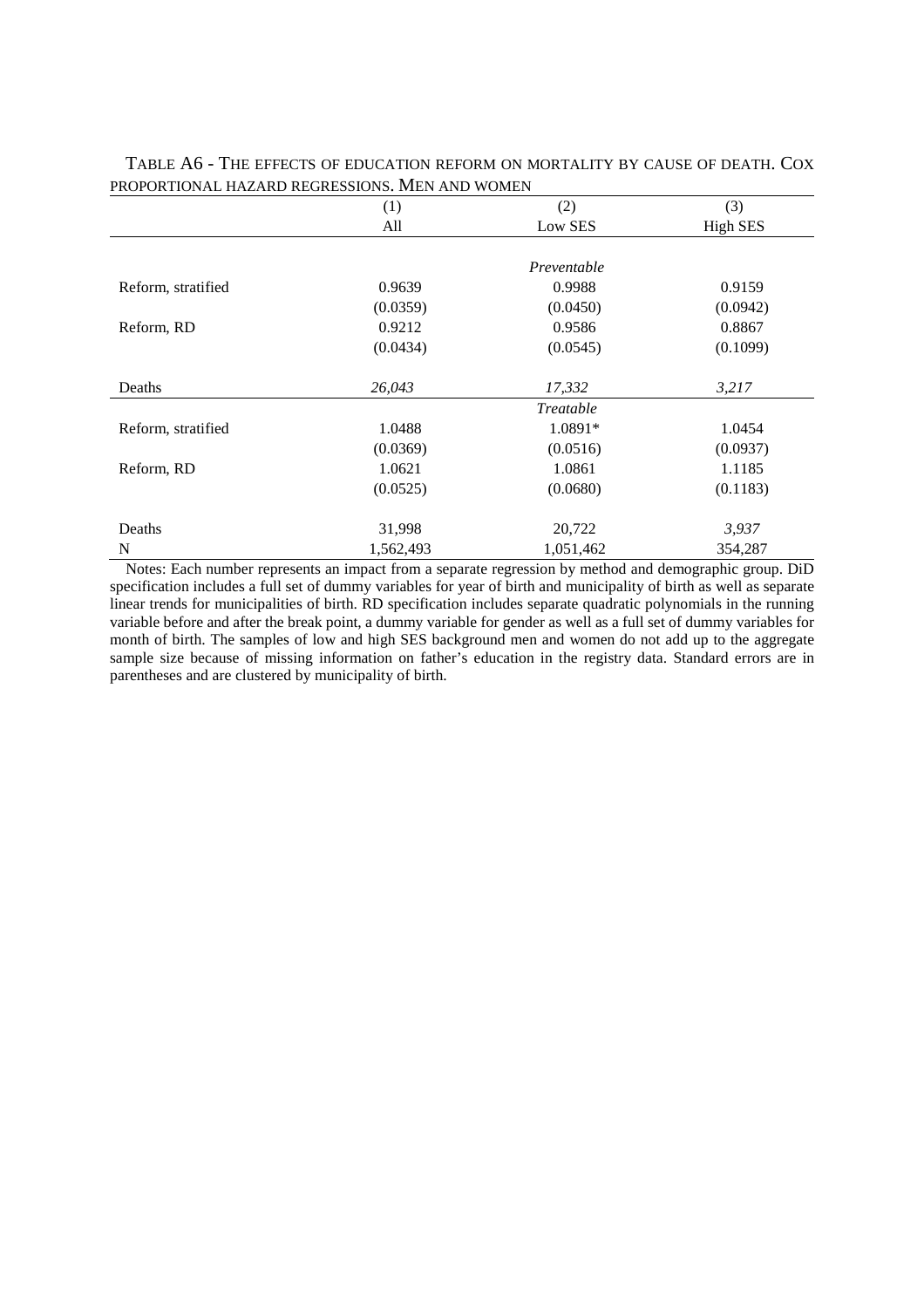TABLE A6 - THE EFFECTS OF EDUCATION REFORM ON MORTALITY BY CAUSE OF DEATH. COX PROPORTIONAL HAZARD REGRESSIONS. MEN AND WOMEN

| | (1) | (2) | (3) |
|---|---|---|---|
| | All | Low SES | High SES |
| | | *Preventable* | |
| Reform, stratified | 0.9639 | 0.9988 | 0.9159 |
| | (0.0359) | (0.0450) | (0.0942) |
| Reform, RD | 0.9212 | 0.9586 | 0.8867 |
| | (0.0434) | (0.0545) | (0.1099) |
| Deaths | *26,043* | *17,332* | *3,217* |
| | | *Treatable* | |
| Reform, stratified | 1.0488 | 1.0891* | 1.0454 |
| | (0.0369) | (0.0516) | (0.0937) |
| Reform, RD | 1.0621 | 1.0861 | 1.1185 |
| | (0.0525) | (0.0680) | (0.1183) |
| Deaths | 31,998 | 20,722 | *3,937* |
| N | 1,562,493 | 1,051,462 | 354,287 |

Notes: Each number represents an impact from a separate regression by method and demographic group. DiD specification includes a full set of dummy variables for year of birth and municipality of birth as well as separate linear trends for municipalities of birth. RD specification includes separate quadratic polynomials in the running variable before and after the break point, a dummy variable for gender as well as a full set of dummy variables for month of birth. The samples of low and high SES background men and women do not add up to the aggregate sample size because of missing information on father's education in the registry data. Standard errors are in parentheses and are clustered by municipality of birth.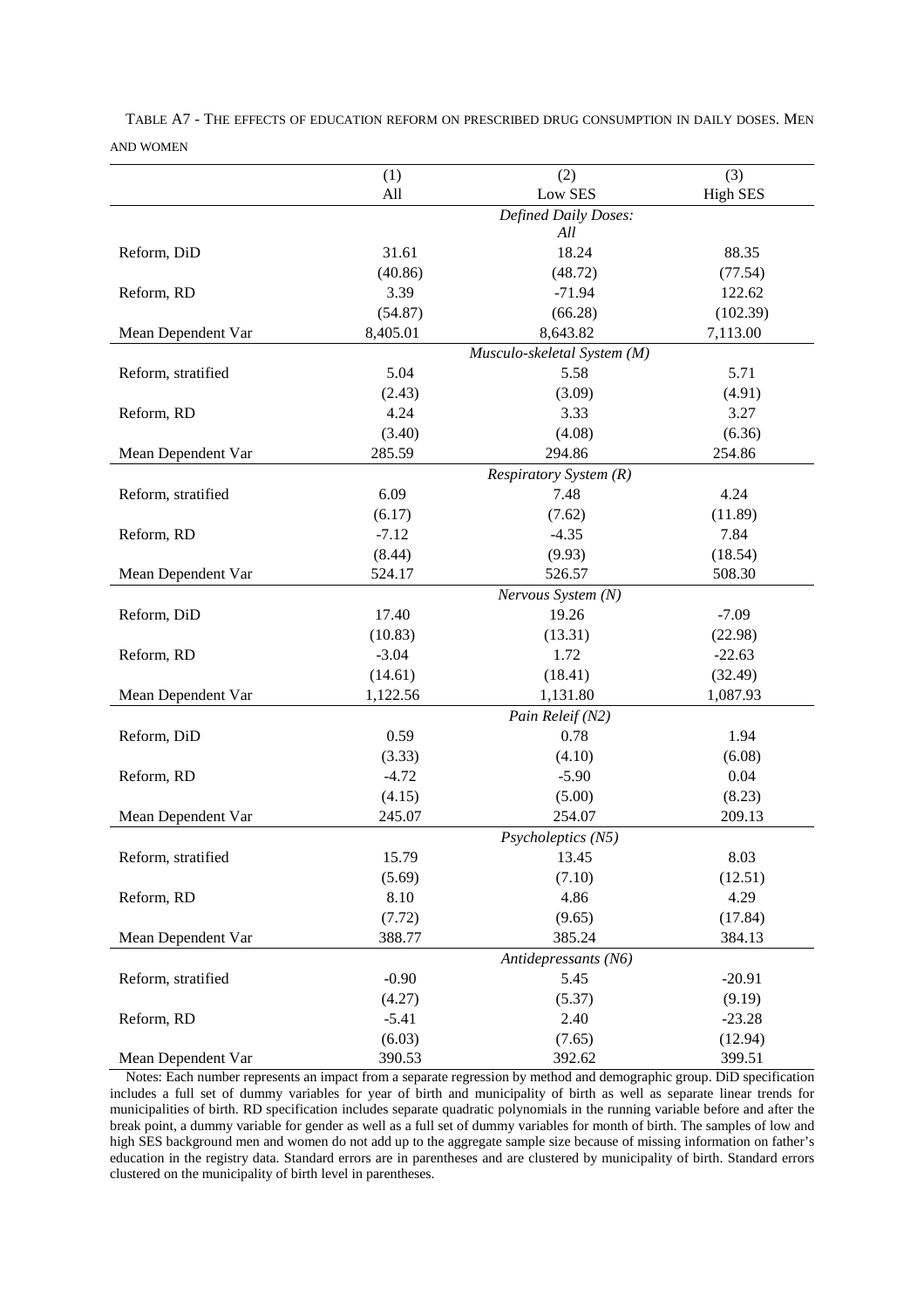TABLE A7 - THE EFFECTS OF EDUCATION REFORM ON PRESCRIBED DRUG CONSUMPTION IN DAILY DOSES. MEN AND WOMEN

| | (1) | (2) | (3) |
|---|---|---|---|
| | All | Low SES | High SES |
| | | *Defined Daily Doses: All* | |
| Reform, DiD | 31.61 | 18.24 | 88.35 |
| | (40.86) | (48.72) | (77.54) |
| Reform, RD | 3.39 | -71.94 | 122.62 |
| | (54.87) | (66.28) | (102.39) |
| Mean Dependent Var | 8,405.01 | 8,643.82 | 7,113.00 |
| | | *Musculo-skeletal System (M)* | |
| Reform, stratified | 5.04 | 5.58 | 5.71 |
| | (2.43) | (3.09) | (4.91) |
| Reform, RD | 4.24 | 3.33 | 3.27 |
| | (3.40) | (4.08) | (6.36) |
| Mean Dependent Var | 285.59 | 294.86 | 254.86 |
| | | *Respiratory System (R)* | |
| Reform, stratified | 6.09 | 7.48 | 4.24 |
| | (6.17) | (7.62) | (11.89) |
| Reform, RD | -7.12 | -4.35 | 7.84 |
| | (8.44) | (9.93) | (18.54) |
| Mean Dependent Var | 524.17 | 526.57 | 508.30 |
| | | *Nervous System (N)* | |
| Reform, DiD | 17.40 | 19.26 | -7.09 |
| | (10.83) | (13.31) | (22.98) |
| Reform, RD | -3.04 | 1.72 | -22.63 |
| | (14.61) | (18.41) | (32.49) |
| Mean Dependent Var | 1,122.56 | 1,131.80 | 1,087.93 |
| | | *Pain Releif (N2)* | |
| Reform, DiD | 0.59 | 0.78 | 1.94 |
| | (3.33) | (4.10) | (6.08) |
| Reform, RD | -4.72 | -5.90 | 0.04 |
| | (4.15) | (5.00) | (8.23) |
| Mean Dependent Var | 245.07 | 254.07 | 209.13 |
| | | *Psycholeptics (N5)* | |
| Reform, stratified | 15.79 | 13.45 | 8.03 |
| | (5.69) | (7.10) | (12.51) |
| Reform, RD | 8.10 | 4.86 | 4.29 |
| | (7.72) | (9.65) | (17.84) |
| Mean Dependent Var | 388.77 | 385.24 | 384.13 |
| | | *Antidepressants (N6)* | |
| Reform, stratified | -0.90 | 5.45 | -20.91 |
| | (4.27) | (5.37) | (9.19) |
| Reform, RD | -5.41 | 2.40 | -23.28 |
| | (6.03) | (7.65) | (12.94) |
| Mean Dependent Var | 390.53 | 392.62 | 399.51 |

Notes: Each number represents an impact from a separate regression by method and demographic group. DiD specification includes a full set of dummy variables for year of birth and municipality of birth as well as separate linear trends for municipalities of birth. RD specification includes separate quadratic polynomials in the running variable before and after the break point, a dummy variable for gender as well as a full set of dummy variables for month of birth. The samples of low and high SES background men and women do not add up to the aggregate sample size because of missing information on father's education in the registry data. Standard errors are in parentheses and are clustered by municipality of birth. Standard errors clustered on the municipality of birth level in parentheses.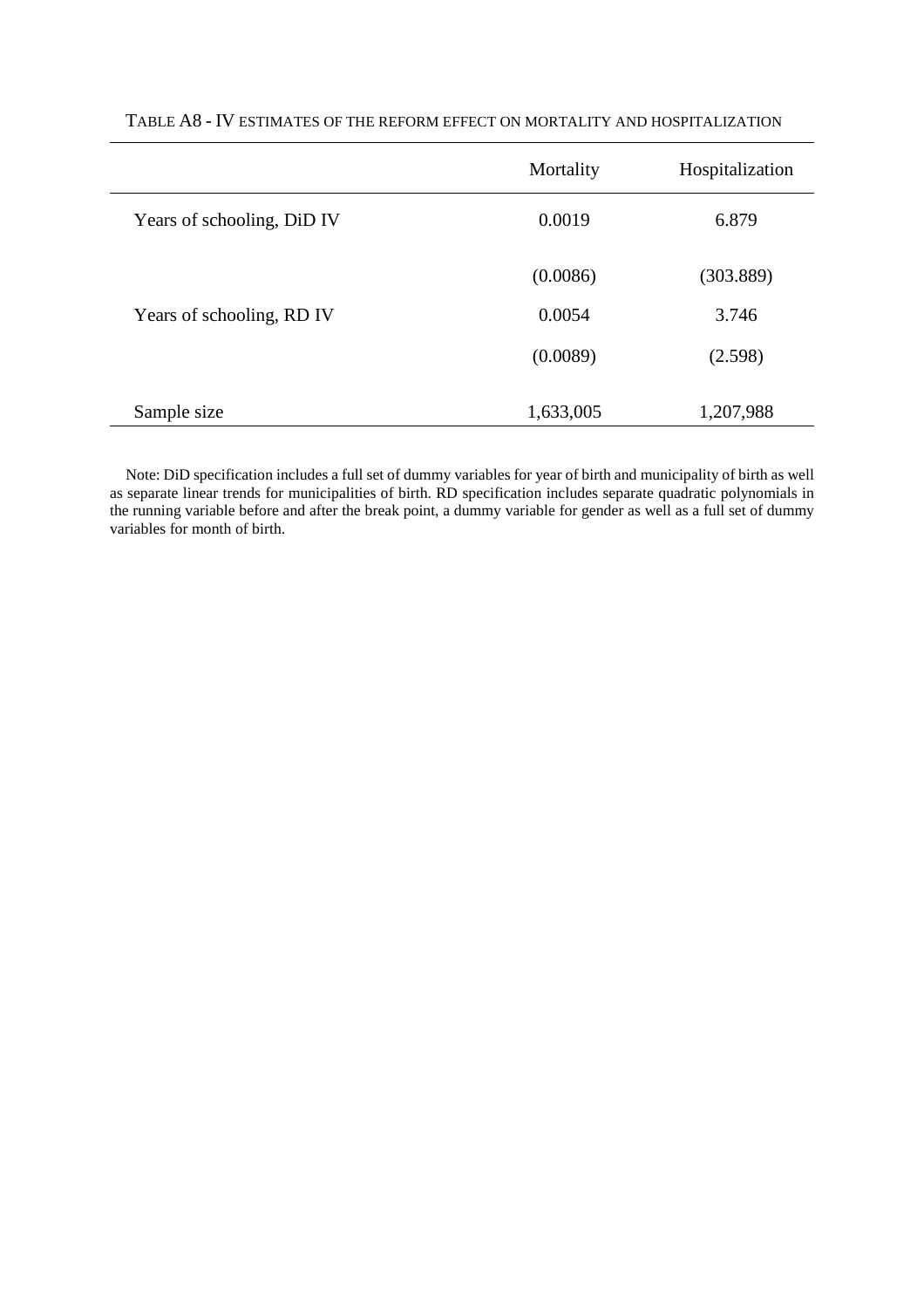TABLE A8 - IV ESTIMATES OF THE REFORM EFFECT ON MORTALITY AND HOSPITALIZATION

| | Mortality | Hospitalization |
|---|---|---|
| Years of schooling, DiD IV | 0.0019 | 6.879 |
| | (0.0086) | (303.889) |
| Years of schooling, RD IV | 0.0054 | 3.746 |
| | (0.0089) | (2.598) |
| Sample size | 1,633,005 | 1,207,988 |

Note: DiD specification includes a full set of dummy variables for year of birth and municipality of birth as well as separate linear trends for municipalities of birth. RD specification includes separate quadratic polynomials in the running variable before and after the break point, a dummy variable for gender as well as a full set of dummy variables for month of birth.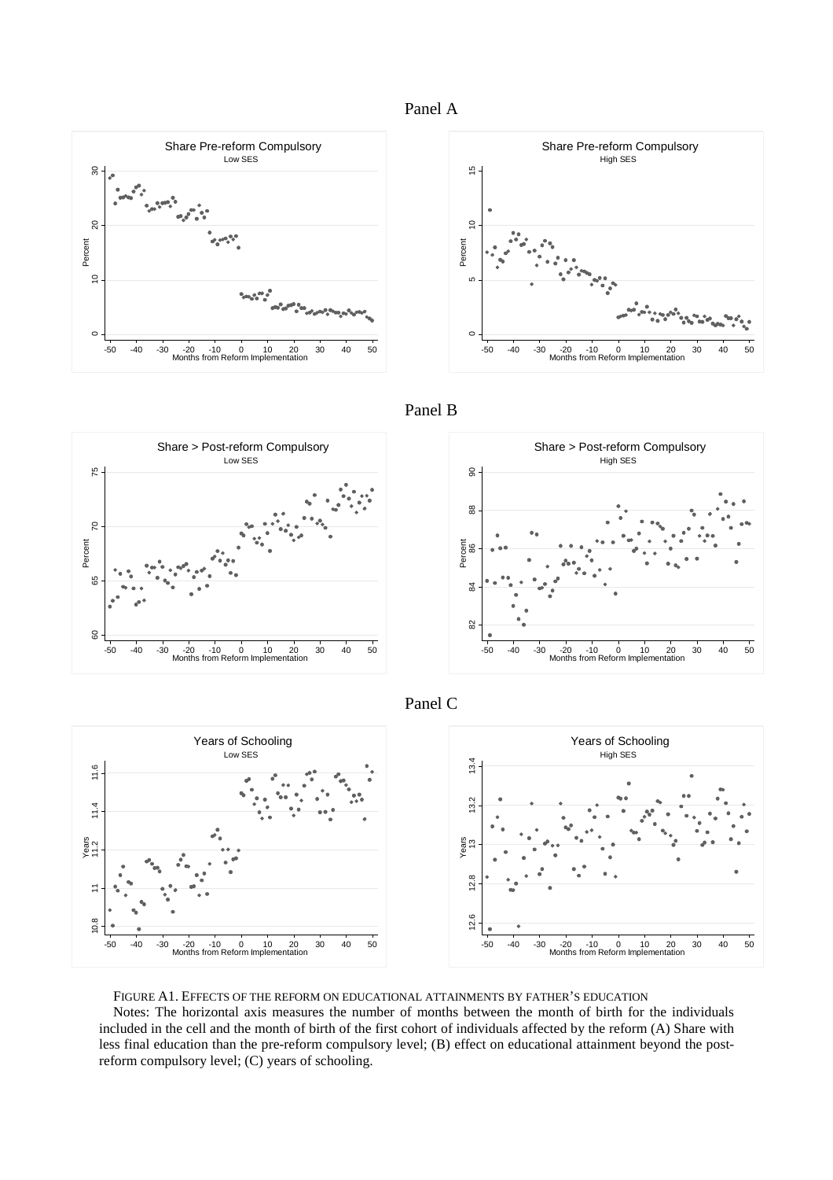Panel A

Panel B

Panel C

FIGURE A1. EFFECTS OF THE REFORM ON EDUCATIONAL ATTAINMENTS BY FATHER'S EDUCATION

Notes: The horizontal axis measures the number of months between the month of birth for the individuals included in the cell and the month of birth of the first cohort of individuals affected by the reform (A) Share with less final education than the pre-reform compulsory level; (B) effect on educational attainment beyond the post-reform compulsory level; (C) years of schooling.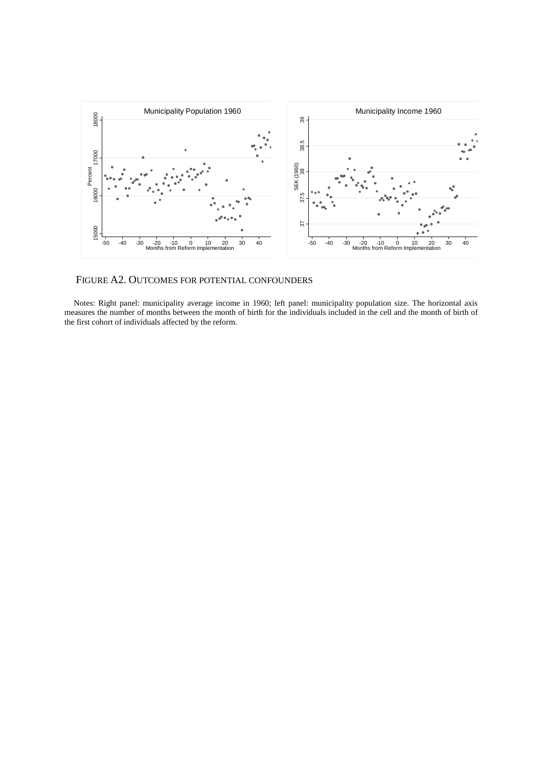FIGURE A2. OUTCOMES FOR POTENTIAL CONFOUNDERS

Notes: Right panel: municipality average income in 1960; left panel: municipality population size. The horizontal axis measures the number of months between the month of birth for the individuals included in the cell and the month of birth of the first cohort of individuals affected by the reform.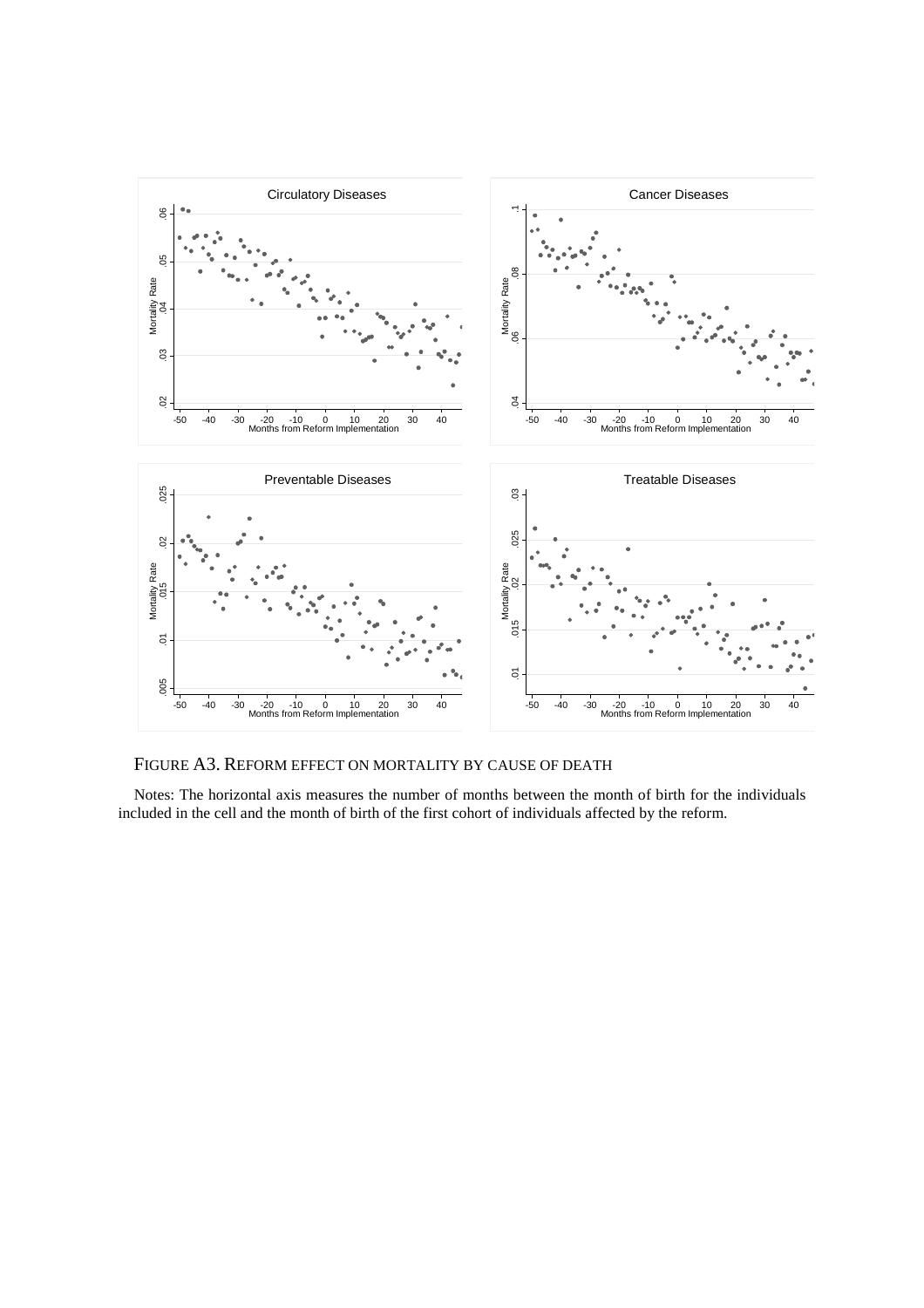FIGURE A3. REFORM EFFECT ON MORTALITY BY CAUSE OF DEATH

Notes: The horizontal axis measures the number of months between the month of birth for the individuals included in the cell and the month of birth of the first cohort of individuals affected by the reform.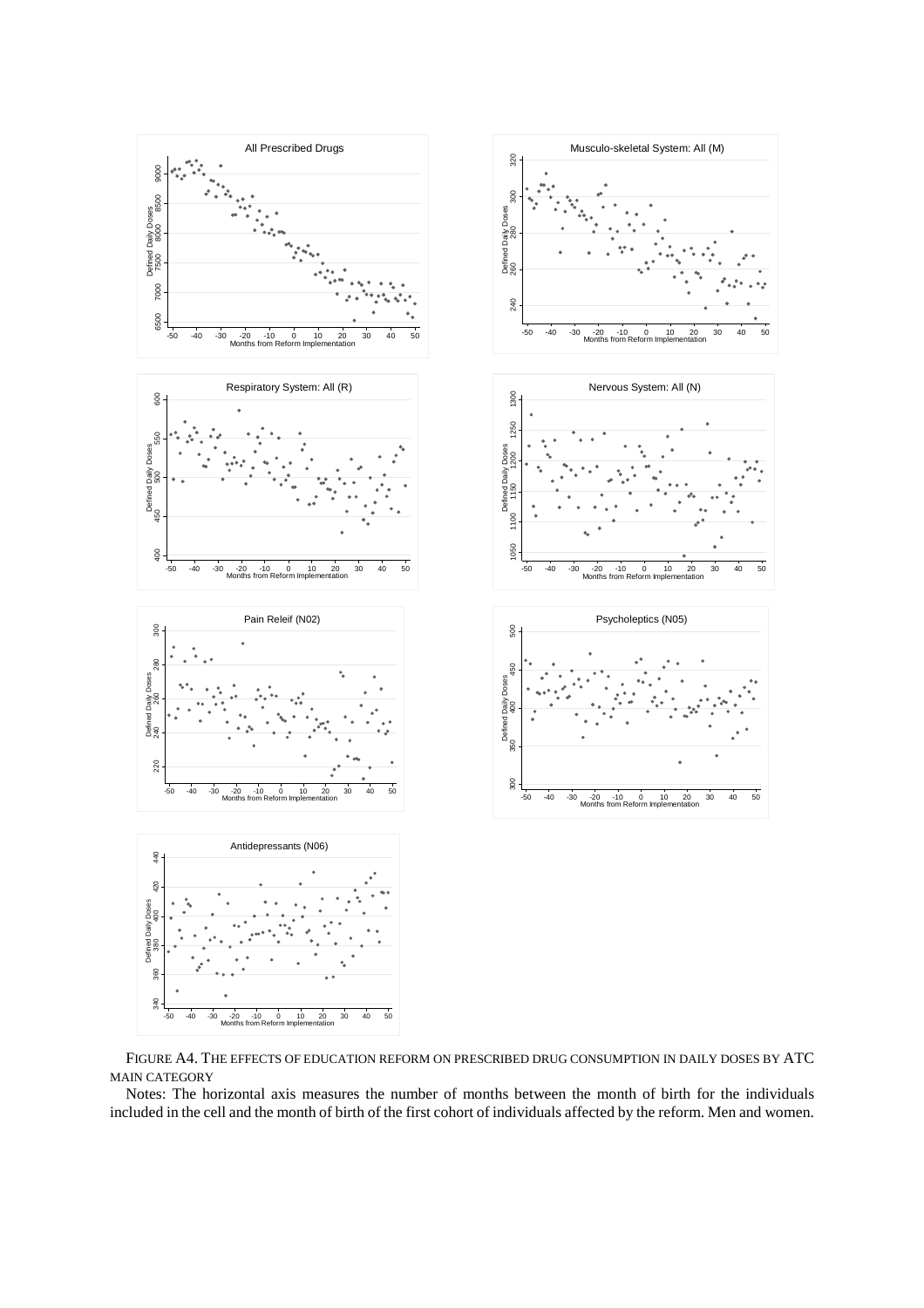All Prescribed Drugs

Defined Daily Doses

6500 7000 7500 8000 8500 9000

-50 -40 -30 -20 -10 0 10 20 30 40 50

Months from Reform Implementation

Musculo-skeletal System: All (M)

Defined Daily Doses

240 260 280 300 320

-50 -40 -30 -20 -10 0 10 20 30 40 50

Months from Reform Implementation

Respiratory System: All (R)

Defined Daily Doses

400 450 500 550 600

-50 -40 -30 -20 -10 0 10 20 30 40 50

Months from Reform Implementation

Nervous System: All (N)

Defined Daily Doses

1050 1100 1150 1200 1250 1300

-50 -40 -30 -20 -10 0 10 20 30 40 50

Months from Reform Implementation

Pain Releif (N02)

Defined Daily Doses

220 240 260 280 300

-50 -40 -30 -20 -10 0 10 20 30 40 50

Months from Reform Implementation

Psycholeptics (N05)

Defined Daily Doses

300 350 400 450 500

-50 -40 -30 -20 -10 0 10 20 30 40 50

Months from Reform Implementation

Antidepressants (N06)

Defined Daily Doses

340 360 380 400 420 440

-50 -40 -30 -20 -10 0 10 20 30 40 50

Months from Reform Implementation

FIGURE A4. THE EFFECTS OF EDUCATION REFORM ON PRESCRIBED DRUG CONSUMPTION IN DAILY DOSES BY ATC MAIN CATEGORY

Notes: The horizontal axis measures the number of months between the month of birth for the individuals included in the cell and the month of birth of the first cohort of individuals affected by the reform. Men and women.